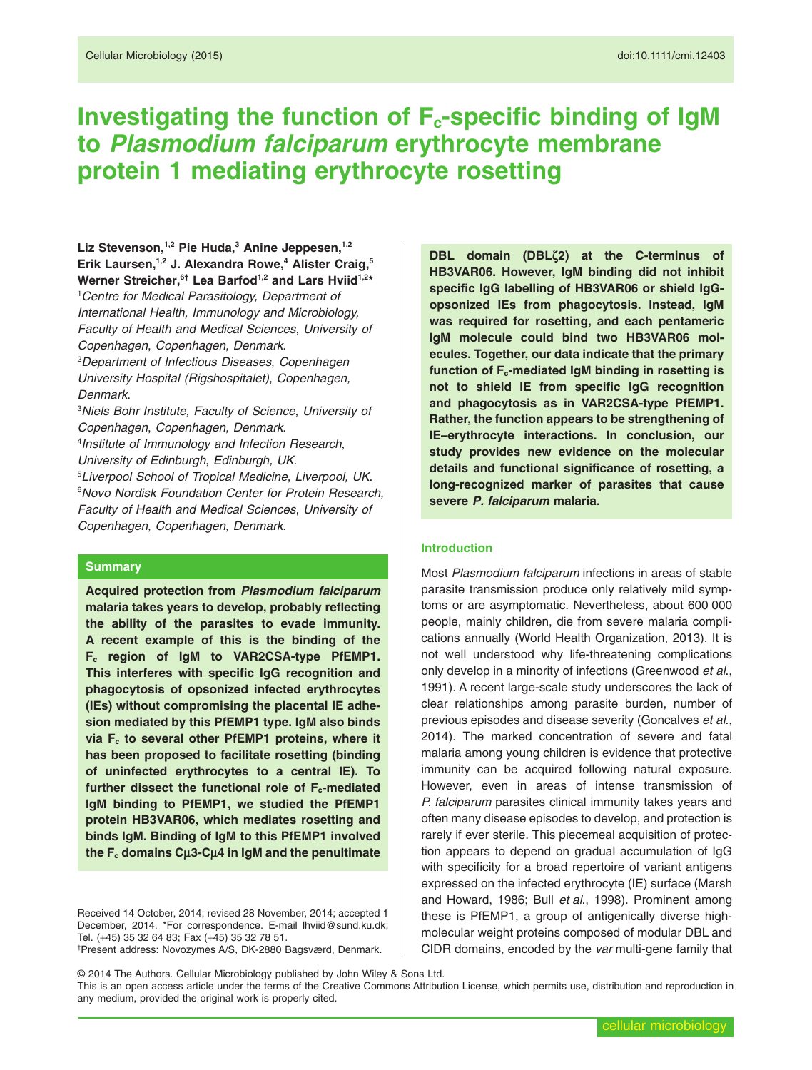# Investigating the function of $F_c$-specific binding of IgM to *Plasmodium falciparum* erythrocyte membrane protein 1 mediating erythrocyte rosetting

**Liz Stevenson,[1,2] Pie Huda,[3] Anine Jeppesen,[1,2] Erik Laursen,[1,2] J. Alexandra Rowe,[4] Alister Craig,[5] Werner Streicher,[6†] Lea Barfod[1,2] and Lars Hviid[1,2]***

[1]*Centre for Medical Parasitology, Department of International Health, Immunology and Microbiology, Faculty of Health and Medical Sciences, University of Copenhagen, Copenhagen, Denmark.*
[2]*Department of Infectious Diseases, Copenhagen University Hospital (Rigshospitalet), Copenhagen, Denmark.*
[3]*Niels Bohr Institute, Faculty of Science, University of Copenhagen, Copenhagen, Denmark.*
[4]*Institute of Immunology and Infection Research, University of Edinburgh, Edinburgh, UK.*
[5]*Liverpool School of Tropical Medicine, Liverpool, UK.*
[6]*Novo Nordisk Foundation Center for Protein Research, Faculty of Health and Medical Sciences, University of Copenhagen, Copenhagen, Denmark.*

## Summary

**Acquired protection from *Plasmodium falciparum* malaria takes years to develop, probably reflecting the ability of the parasites to evade immunity. A recent example of this is the binding of the $F_c$ region of IgM to VAR2CSA-type PfEMP1. This interferes with specific IgG recognition and phagocytosis of opsonized infected erythrocytes (IEs) without compromising the placental IE adhesion mediated by this PfEMP1 type. IgM also binds via $F_c$ to several other PfEMP1 proteins, where it has been proposed to facilitate rosetting (binding of uninfected erythrocytes to a central IE). To further dissect the functional role of $F_c$-mediated IgM binding to PfEMP1, we studied the PfEMP1 protein HB3VAR06, which mediates rosetting and binds IgM. Binding of IgM to this PfEMP1 involved the $F_c$ domains Cμ3-Cμ4 in IgM and the penultimate DBL domain (DBLζ2) at the C-terminus of HB3VAR06. However, IgM binding did not inhibit specific IgG labelling of HB3VAR06 or shield IgG-opsonized IEs from phagocytosis. Instead, IgM was required for rosetting, and each pentameric IgM molecule could bind two HB3VAR06 molecules. Together, our data indicate that the primary function of $F_c$-mediated IgM binding in rosetting is not to shield IE from specific IgG recognition and phagocytosis as in VAR2CSA-type PfEMP1. Rather, the function appears to be strengthening of IE–erythrocyte interactions. In conclusion, our study provides new evidence on the molecular details and functional significance of rosetting, a long-recognized marker of parasites that cause severe *P. falciparum* malaria.**

Received 14 October, 2014; revised 28 November, 2014; accepted 1 December, 2014. *For correspondence. E-mail lhviid@sund.ku.dk; Tel. (+45) 35 32 64 83; Fax (+45) 35 32 78 51.
†Present address: Novozymes A/S, DK-2880 Bagsværd, Denmark.

## Introduction

Most *Plasmodium falciparum* infections in areas of stable parasite transmission produce only relatively mild symptoms or are asymptomatic. Nevertheless, about 600 000 people, mainly children, die from severe malaria complications annually (World Health Organization, 2013). It is not well understood why life-threatening complications only develop in a minority of infections (Greenwood *et al*., 1991). A recent large-scale study underscores the lack of clear relationships among parasite burden, number of previous episodes and disease severity (Goncalves *et al*., 2014). The marked concentration of severe and fatal malaria among young children is evidence that protective immunity can be acquired following natural exposure. However, even in areas of intense transmission of *P. falciparum* parasites clinical immunity takes years and often many disease episodes to develop, and protection is rarely if ever sterile. This piecemeal acquisition of protection appears to depend on gradual accumulation of IgG with specificity for a broad repertoire of variant antigens expressed on the infected erythrocyte (IE) surface (Marsh and Howard, 1986; Bull *et al*., 1998). Prominent among these is PfEMP1, a group of antigenically diverse high-molecular weight proteins composed of modular DBL and CIDR domains, encoded by the *var* multi-gene family that

© 2014 The Authors. Cellular Microbiology published by John Wiley & Sons Ltd.
This is an open access article under the terms of the Creative Commons Attribution License, which permits use, distribution and reproduction in any medium, provided the original work is properly cited.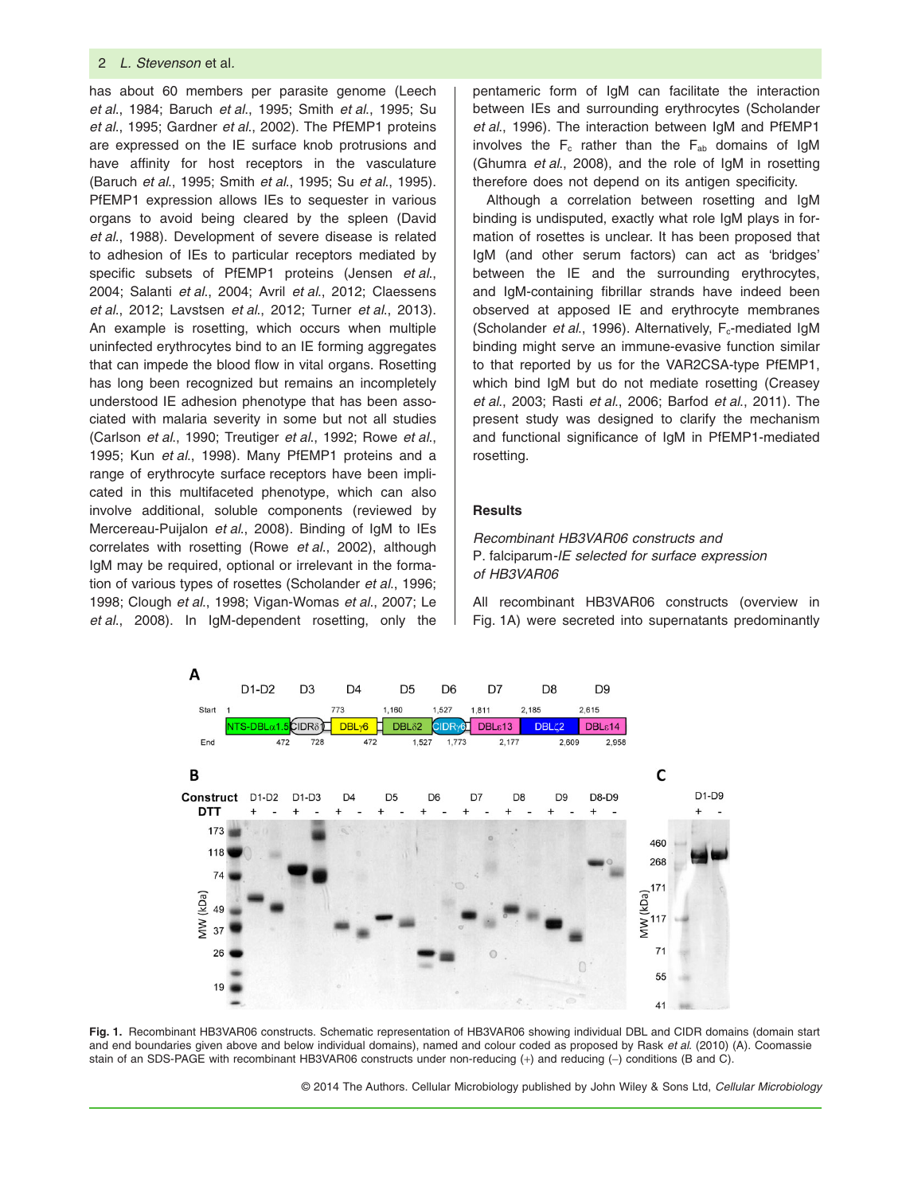has about 60 members per parasite genome (Leech *et al.*, 1984; Baruch *et al.*, 1995; Smith *et al.*, 1995; Su *et al.*, 1995; Gardner *et al.*, 2002). The PfEMP1 proteins are expressed on the IE surface knob protrusions and have affinity for host receptors in the vasculature (Baruch *et al.*, 1995; Smith *et al.*, 1995; Su *et al.*, 1995). PfEMP1 expression allows IEs to sequester in various organs to avoid being cleared by the spleen (David *et al.*, 1988). Development of severe disease is related to adhesion of IEs to particular receptors mediated by specific subsets of PfEMP1 proteins (Jensen *et al.*, 2004; Salanti *et al.*, 2004; Avril *et al.*, 2012; Claessens *et al.*, 2012; Lavstsen *et al.*, 2012; Turner *et al.*, 2013). An example is rosetting, which occurs when multiple uninfected erythrocytes bind to an IE forming aggregates that can impede the blood flow in vital organs. Rosetting has long been recognized but remains an incompletely understood IE adhesion phenotype that has been associated with malaria severity in some but not all studies (Carlson *et al.*, 1990; Treutiger *et al.*, 1992; Rowe *et al.*, 1995; Kun *et al.*, 1998). Many PfEMP1 proteins and a range of erythrocyte surface receptors have been implicated in this multifaceted phenotype, which can also involve additional, soluble components (reviewed by Mercereau-Puijalon *et al.*, 2008). Binding of IgM to IEs correlates with rosetting (Rowe *et al.*, 2002), although IgM may be required, optional or irrelevant in the formation of various types of rosettes (Scholander *et al.*, 1996; 1998; Clough *et al.*, 1998; Vigan-Womas *et al.*, 2007; Le *et al.*, 2008). In IgM-dependent rosetting, only the pentameric form of IgM can facilitate the interaction between IEs and surrounding erythrocytes (Scholander *et al.*, 1996). The interaction between IgM and PfEMP1 involves the $F_c$ rather than the $F_{ab}$ domains of IgM (Ghumra *et al.*, 2008), and the role of IgM in rosetting therefore does not depend on its antigen specificity.

Although a correlation between rosetting and IgM binding is undisputed, exactly what role IgM plays in formation of rosettes is unclear. It has been proposed that IgM (and other serum factors) can act as 'bridges' between the IE and the surrounding erythrocytes, and IgM-containing fibrillar strands have indeed been observed at apposed IE and erythrocyte membranes (Scholander *et al.*, 1996). Alternatively, $F_c$-mediated IgM binding might serve an immune-evasive function similar to that reported by us for the VAR2CSA-type PfEMP1, which bind IgM but do not mediate rosetting (Creasey *et al.*, 2003; Rasti *et al.*, 2006; Barfod *et al.*, 2011). The present study was designed to clarify the mechanism and functional significance of IgM in PfEMP1-mediated rosetting.

## Results

### *Recombinant HB3VAR06 constructs and P. falciparum-IE selected for surface expression of HB3VAR06*

All recombinant HB3VAR06 constructs (overview in Fig. 1A) were secreted into supernatants predominantly

**Fig. 1.** Recombinant HB3VAR06 constructs. Schematic representation of HB3VAR06 showing individual DBL and CIDR domains (domain start and end boundaries given above and below individual domains), named and colour coded as proposed by Rask *et al.* (2010) (A). Coomassie stain of an SDS-PAGE with recombinant HB3VAR06 constructs under non-reducing (+) and reducing (−) conditions (B and C).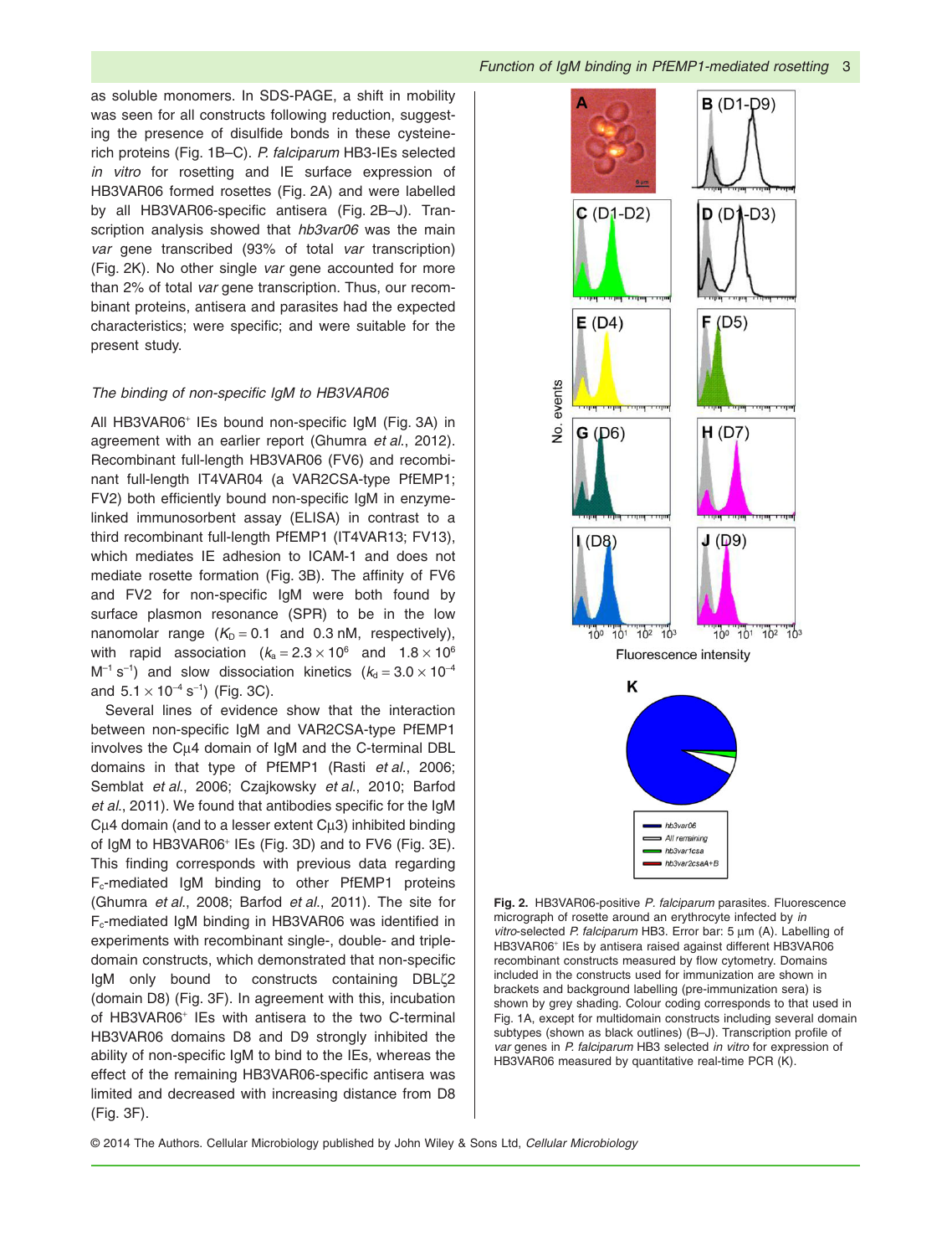as soluble monomers. In SDS-PAGE, a shift in mobility was seen for all constructs following reduction, suggesting the presence of disulfide bonds in these cysteine-rich proteins (Fig. 1B–C). *P. falciparum* HB3-IEs selected *in vitro* for rosetting and IE surface expression of HB3VAR06 formed rosettes (Fig. 2A) and were labelled by all HB3VAR06-specific antisera (Fig. 2B–J). Transcription analysis showed that *hb3var06* was the main *var* gene transcribed (93% of total *var* transcription) (Fig. 2K). No other single *var* gene accounted for more than 2% of total *var* gene transcription. Thus, our recombinant proteins, antisera and parasites had the expected characteristics; were specific; and were suitable for the present study.

### *The binding of non-specific IgM to HB3VAR06*

All HB3VAR06$^+$ IEs bound non-specific IgM (Fig. 3A) in agreement with an earlier report (Ghumra *et al.*, 2012). Recombinant full-length HB3VAR06 (FV6) and recombinant full-length IT4VAR04 (a VAR2CSA-type PfEMP1; FV2) both efficiently bound non-specific IgM in enzyme-linked immunosorbent assay (ELISA) in contrast to a third recombinant full-length PfEMP1 (IT4VAR13; FV13), which mediates IE adhesion to ICAM-1 and does not mediate rosette formation (Fig. 3B). The affinity of FV6 and FV2 for non-specific IgM were both found by surface plasmon resonance (SPR) to be in the low nanomolar range ($K_D = 0.1$ and $0.3$ nM, respectively), with rapid association ($k_a = 2.3 \times 10^6$ and $1.8 \times 10^6$ $M^{-1}$ $s^{-1}$) and slow dissociation kinetics ($k_d = 3.0 \times 10^{-4}$ and $5.1 \times 10^{-4}$ $s^{-1}$) (Fig. 3C).

Several lines of evidence show that the interaction between non-specific IgM and VAR2CSA-type PfEMP1 involves the Cμ4 domain of IgM and the C-terminal DBL domains in that type of PfEMP1 (Rasti *et al.*, 2006; Semblat *et al.*, 2006; Czajkowsky *et al.*, 2010; Barfod *et al.*, 2011). We found that antibodies specific for the IgM Cμ4 domain (and to a lesser extent Cμ3) inhibited binding of IgM to HB3VAR06$^+$ IEs (Fig. 3D) and to FV6 (Fig. 3E). This finding corresponds with previous data regarding $F_c$-mediated IgM binding to other PfEMP1 proteins (Ghumra *et al.*, 2008; Barfod *et al.*, 2011). The site for $F_c$-mediated IgM binding in HB3VAR06 was identified in experiments with recombinant single-, double- and triple-domain constructs, which demonstrated that non-specific IgM only bound to constructs containing DBLζ2 (domain D8) (Fig. 3F). In agreement with this, incubation of HB3VAR06$^+$ IEs with antisera to the two C-terminal HB3VAR06 domains D8 and D9 strongly inhibited the ability of non-specific IgM to bind to the IEs, whereas the effect of the remaining HB3VAR06-specific antisera was limited and decreased with increasing distance from D8 (Fig. 3F).

**Fig. 2.** HB3VAR06-positive *P. falciparum* parasites. Fluorescence micrograph of rosette around an erythrocyte infected by *in vitro*-selected *P. falciparum* HB3. Error bar: 5 μm (A). Labelling of HB3VAR06$^+$ IEs by antisera raised against different HB3VAR06 recombinant constructs measured by flow cytometry. Domains included in the constructs used for immunization are shown in brackets and background labelling (pre-immunization sera) is shown by grey shading. Colour coding corresponds to that used in Fig. 1A, except for multidomain constructs including several domain subtypes (shown as black outlines) (B–J). Transcription profile of *var* genes in *P. falciparum* HB3 selected *in vitro* for expression of HB3VAR06 measured by quantitative real-time PCR (K).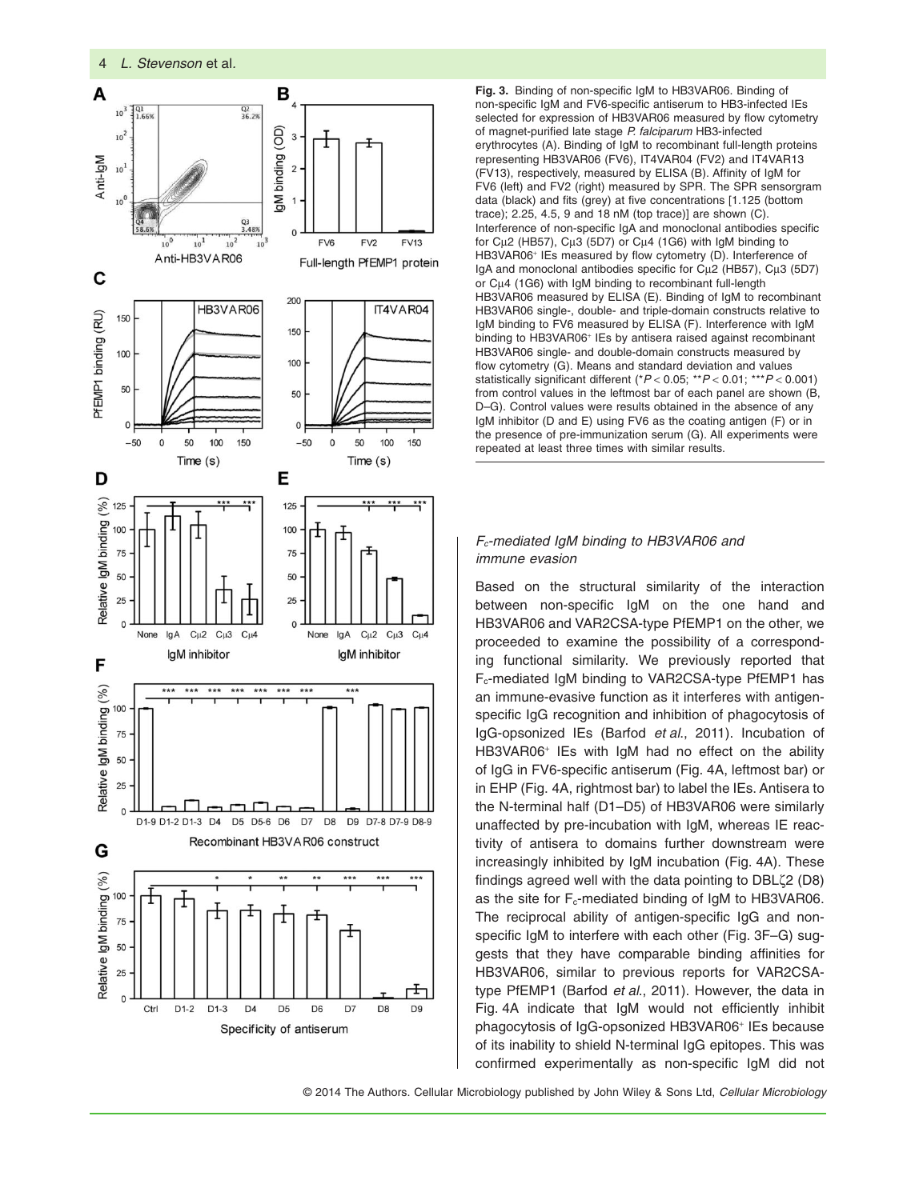**Fig. 3.** Binding of non-specific IgM to HB3VAR06. Binding of non-specific IgM and FV6-specific antiserum to HB3-infected IEs selected for expression of HB3VAR06 measured by flow cytometry of magnet-purified late stage *P. falciparum* HB3-infected erythrocytes (A). Binding of IgM to recombinant full-length proteins representing HB3VAR06 (FV6), IT4VAR04 (FV2) and IT4VAR13 (FV13), respectively, measured by ELISA (B). Affinity of IgM for FV6 (left) and FV2 (right) measured by SPR. The SPR sensorgram data (black) and fits (grey) at five concentrations [1.125 (bottom trace); 2.25, 4.5, 9 and 18 nM (top trace)] are shown (C). Interference of non-specific IgA and monoclonal antibodies specific for Cμ2 (HB57), Cμ3 (5D7) or Cμ4 (1G6) with IgM binding to HB3VAR06⁺ IEs measured by flow cytometry (D). Interference of IgA and monoclonal antibodies specific for Cμ2 (HB57), Cμ3 (5D7) or Cμ4 (1G6) with IgM binding to recombinant full-length HB3VAR06 measured by ELISA (E). Binding of IgM to recombinant HB3VAR06 single-, double- and triple-domain constructs relative to IgM binding to FV6 measured by ELISA (F). Interference with IgM binding to HB3VAR06⁺ IEs by antisera raised against recombinant HB3VAR06 single- and double-domain constructs measured by flow cytometry (G). Means and standard deviation and values statistically significant different (*$P < 0.05$; **$P < 0.01$; ***$P < 0.001$) from control values in the leftmost bar of each panel are shown (B, D–G). Control values were results obtained in the absence of any IgM inhibitor (D and E) using FV6 as the coating antigen (F) or in the presence of pre-immunization serum (G). All experiments were repeated at least three times with similar results.

### $F_c$-mediated IgM binding to HB3VAR06 and immune evasion

Based on the structural similarity of the interaction between non-specific IgM on the one hand and HB3VAR06 and VAR2CSA-type PfEMP1 on the other, we proceeded to examine the possibility of a corresponding functional similarity. We previously reported that $F_c$-mediated IgM binding to VAR2CSA-type PfEMP1 has an immune-evasive function as it interferes with antigen-specific IgG recognition and inhibition of phagocytosis of IgG-opsonized IEs (Barfod *et al.*, 2011). Incubation of HB3VAR06⁺ IEs with IgM had no effect on the ability of IgG in FV6-specific antiserum (Fig. 4A, leftmost bar) or in EHP (Fig. 4A, rightmost bar) to label the IEs. Antisera to the N-terminal half (D1–D5) of HB3VAR06 were similarly unaffected by pre-incubation with IgM, whereas IE reactivity of antisera to domains further downstream were increasingly inhibited by IgM incubation (Fig. 4A). These findings agreed well with the data pointing to DBLζ2 (D8) as the site for $F_c$-mediated binding of IgM to HB3VAR06. The reciprocal ability of antigen-specific IgG and non-specific IgM to interfere with each other (Fig. 3F–G) suggests that they have comparable binding affinities for HB3VAR06, similar to previous reports for VAR2CSA-type PfEMP1 (Barfod *et al.*, 2011). However, the data in Fig. 4A indicate that IgM would not efficiently inhibit phagocytosis of IgG-opsonized HB3VAR06⁺ IEs because of its inability to shield N-terminal IgG epitopes. This was confirmed experimentally as non-specific IgM did not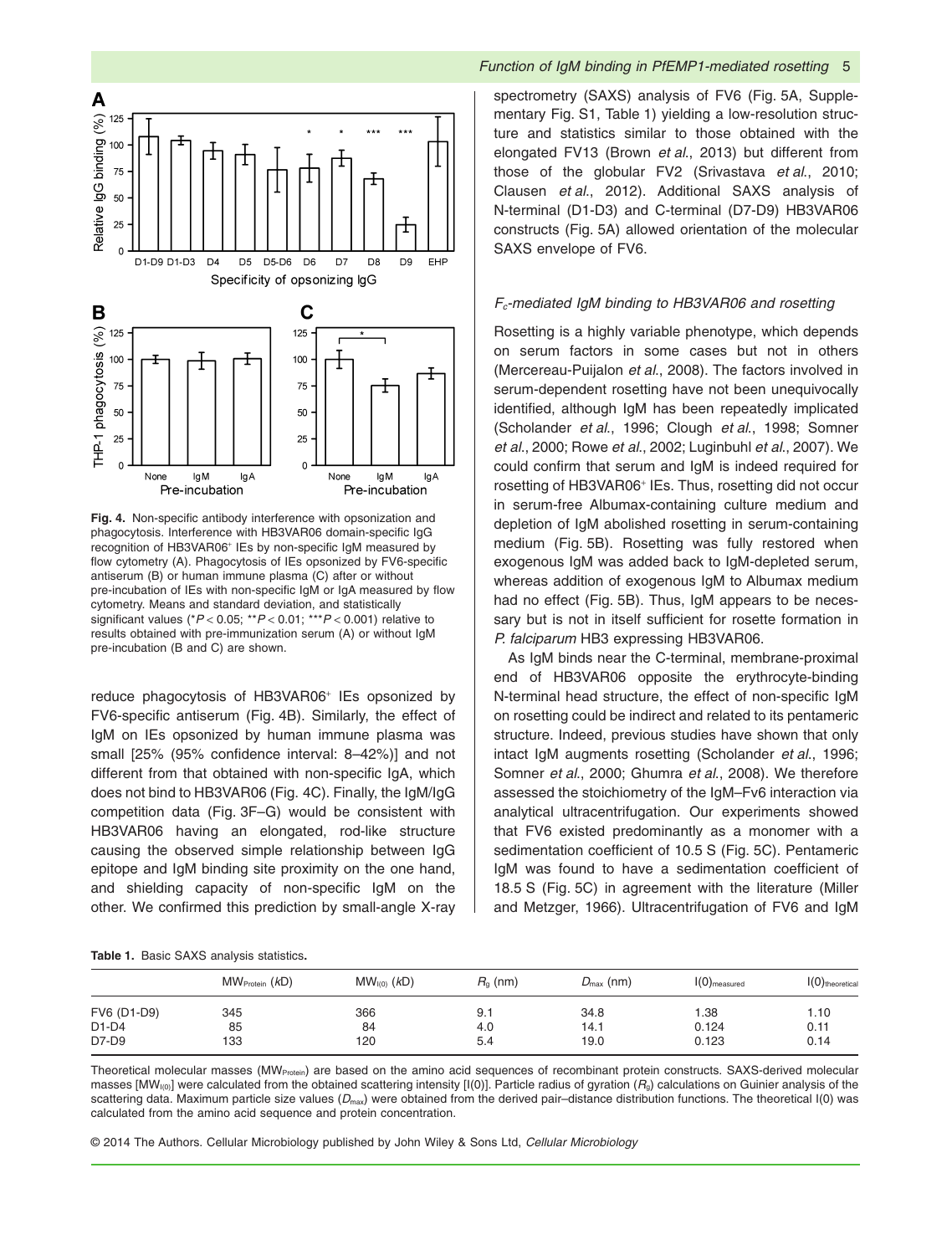**Fig. 4.** Non-specific antibody interference with opsonization and phagocytosis. Interference with HB3VAR06 domain-specific IgG recognition of HB3VAR06$^{+}$ IEs by non-specific IgM measured by flow cytometry (A). Phagocytosis of IEs opsonized by FV6-specific antiserum (B) or human immune plasma (C) after or without pre-incubation of IEs with non-specific IgM or IgA measured by flow cytometry. Means and standard deviation, and statistically significant values (*$P < 0.05$; **$P < 0.01$; ***$P < 0.001$) relative to results obtained with pre-immunization serum (A) or without IgM pre-incubation (B and C) are shown.

reduce phagocytosis of HB3VAR06$^{+}$ IEs opsonized by FV6-specific antiserum (Fig. 4B). Similarly, the effect of IgM on IEs opsonized by human immune plasma was small [25% (95% confidence interval: 8–42%)] and not different from that obtained with non-specific IgA, which does not bind to HB3VAR06 (Fig. 4C). Finally, the IgM/IgG competition data (Fig. 3F–G) would be consistent with HB3VAR06 having an elongated, rod-like structure causing the observed simple relationship between IgG epitope and IgM binding site proximity on the one hand, and shielding capacity of non-specific IgM on the other. We confirmed this prediction by small-angle X-ray spectrometry (SAXS) analysis of FV6 (Fig. 5A, Supplementary Fig. S1, Table 1) yielding a low-resolution structure and statistics similar to those obtained with the elongated FV13 (Brown *et al*., 2013) but different from those of the globular FV2 (Srivastava *et al*., 2010; Clausen *et al*., 2012). Additional SAXS analysis of N-terminal (D1-D3) and C-terminal (D7-D9) HB3VAR06 constructs (Fig. 5A) allowed orientation of the molecular SAXS envelope of FV6.

### $F_c$-mediated IgM binding to HB3VAR06 and rosetting

Rosetting is a highly variable phenotype, which depends on serum factors in some cases but not in others (Mercereau-Puijalon *et al*., 2008). The factors involved in serum-dependent rosetting have not been unequivocally identified, although IgM has been repeatedly implicated (Scholander *et al*., 1996; Clough *et al*., 1998; Somner *et al*., 2000; Rowe *et al*., 2002; Luginbuhl *et al*., 2007). We could confirm that serum and IgM is indeed required for rosetting of HB3VAR06$^{+}$ IEs. Thus, rosetting did not occur in serum-free Albumax-containing culture medium and depletion of IgM abolished rosetting in serum-containing medium (Fig. 5B). Rosetting was fully restored when exogenous IgM was added back to IgM-depleted serum, whereas addition of exogenous IgM to Albumax medium had no effect (Fig. 5B). Thus, IgM appears to be necessary but is not in itself sufficient for rosette formation in *P. falciparum* HB3 expressing HB3VAR06.

As IgM binds near the C-terminal, membrane-proximal end of HB3VAR06 opposite the erythrocyte-binding N-terminal head structure, the effect of non-specific IgM on rosetting could be indirect and related to its pentameric structure. Indeed, previous studies have shown that only intact IgM augments rosetting (Scholander *et al*., 1996; Somner *et al*., 2000; Ghumra *et al*., 2008). We therefore assessed the stoichiometry of the IgM–Fv6 interaction via analytical ultracentrifugation. Our experiments showed that FV6 existed predominantly as a monomer with a sedimentation coefficient of 10.5 S (Fig. 5C). Pentameric IgM was found to have a sedimentation coefficient of 18.5 S (Fig. 5C) in agreement with the literature (Miller and Metzger, 1966). Ultracentrifugation of FV6 and IgM

**Table 1.** Basic SAXS analysis statistics.

| | $MW_{Protein}$ (*k*D) | $MW_{I(0)}$ (*k*D) | $R_g$ (nm) | $D_{max}$ (nm) | $I(0)_{measured}$ | $I(0)_{theoretical}$ |
|---|---|---|---|---|---|---|
| FV6 (D1-D9) | 345 | 366 | 9.1 | 34.8 | 1.38 | 1.10 |
| D1-D4 | 85 | 84 | 4.0 | 14.1 | 0.124 | 0.11 |
| D7-D9 | 133 | 120 | 5.4 | 19.0 | 0.123 | 0.14 |

Theoretical molecular masses ($MW_{Protein}$) are based on the amino acid sequences of recombinant protein constructs. SAXS-derived molecular masses [$MW_{I(0)}$] were calculated from the obtained scattering intensity [I(0)]. Particle radius of gyration ($R_g$) calculations on Guinier analysis of the scattering data. Maximum particle size values ($D_{max}$) were obtained from the derived pair–distance distribution functions. The theoretical I(0) was calculated from the amino acid sequence and protein concentration.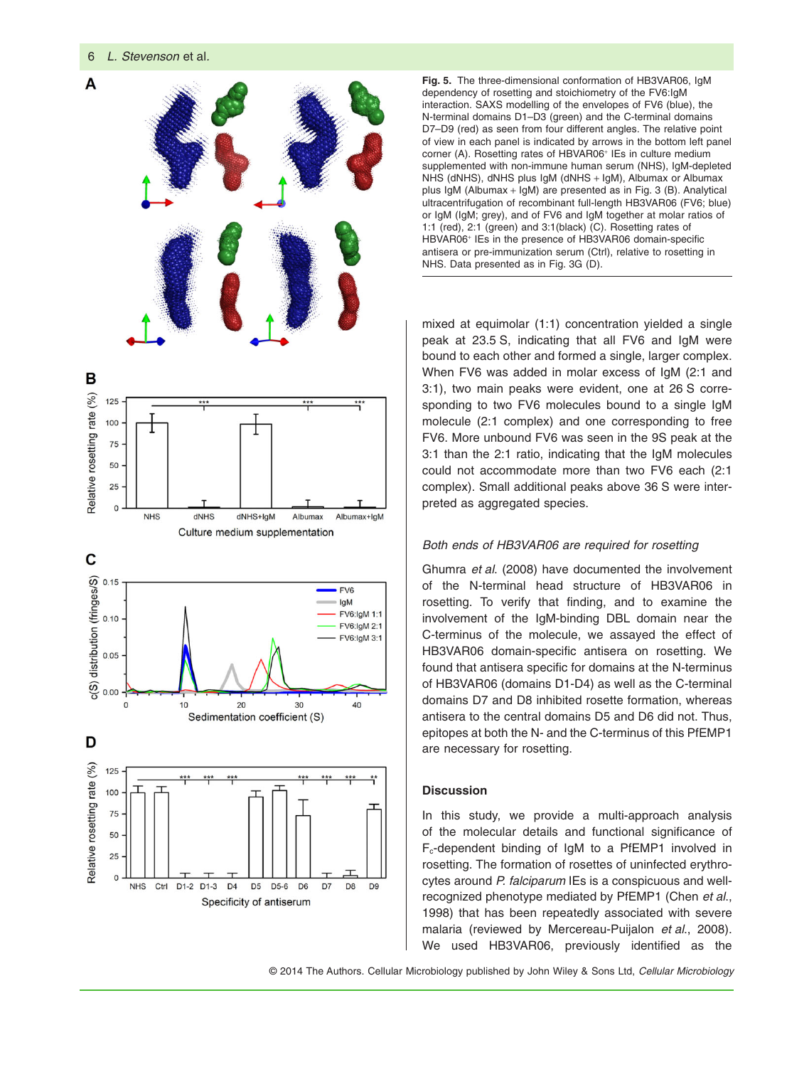**Fig. 5.** The three-dimensional conformation of HB3VAR06, IgM dependency of rosetting and stoichiometry of the FV6:IgM interaction. SAXS modelling of the envelopes of FV6 (blue), the N-terminal domains D1–D3 (green) and the C-terminal domains D7–D9 (red) as seen from four different angles. The relative point of view in each panel is indicated by arrows in the bottom left panel corner (A). Rosetting rates of HBVAR06+ IEs in culture medium supplemented with non-immune human serum (NHS), IgM-depleted NHS (dNHS), dNHS plus IgM (dNHS + IgM), Albumax or Albumax plus IgM (Albumax + IgM) are presented as in Fig. 3 (B). Analytical ultracentrifugation of recombinant full-length HB3VAR06 (FV6; blue) or IgM (IgM; grey), and of FV6 and IgM together at molar ratios of 1:1 (red), 2:1 (green) and 3:1(black) (C). Rosetting rates of HBVAR06+ IEs in the presence of HB3VAR06 domain-specific antisera or pre-immunization serum (Ctrl), relative to rosetting in NHS. Data presented as in Fig. 3G (D).

mixed at equimolar (1:1) concentration yielded a single peak at 23.5 S, indicating that all FV6 and IgM were bound to each other and formed a single, larger complex. When FV6 was added in molar excess of IgM (2:1 and 3:1), two main peaks were evident, one at 26 S corresponding to two FV6 molecules bound to a single IgM molecule (2:1 complex) and one corresponding to free FV6. More unbound FV6 was seen in the 9S peak at the 3:1 than the 2:1 ratio, indicating that the IgM molecules could not accommodate more than two FV6 each (2:1 complex). Small additional peaks above 36 S were interpreted as aggregated species.

### *Both ends of HB3VAR06 are required for rosetting*

Ghumra *et al.* (2008) have documented the involvement of the N-terminal head structure of HB3VAR06 in rosetting. To verify that finding, and to examine the involvement of the IgM-binding DBL domain near the C-terminus of the molecule, we assayed the effect of HB3VAR06 domain-specific antisera on rosetting. We found that antisera specific for domains at the N-terminus of HB3VAR06 (domains D1-D4) as well as the C-terminal domains D7 and D8 inhibited rosette formation, whereas antisera to the central domains D5 and D6 did not. Thus, epitopes at both the N- and the C-terminus of this PfEMP1 are necessary for rosetting.

## Discussion

In this study, we provide a multi-approach analysis of the molecular details and functional significance of $F_c$-dependent binding of IgM to a PfEMP1 involved in rosetting. The formation of rosettes of uninfected erythrocytes around *P. falciparum* IEs is a conspicuous and well-recognized phenotype mediated by PfEMP1 (Chen *et al.*, 1998) that has been repeatedly associated with severe malaria (reviewed by Mercereau-Puijalon *et al.*, 2008). We used HB3VAR06, previously identified as the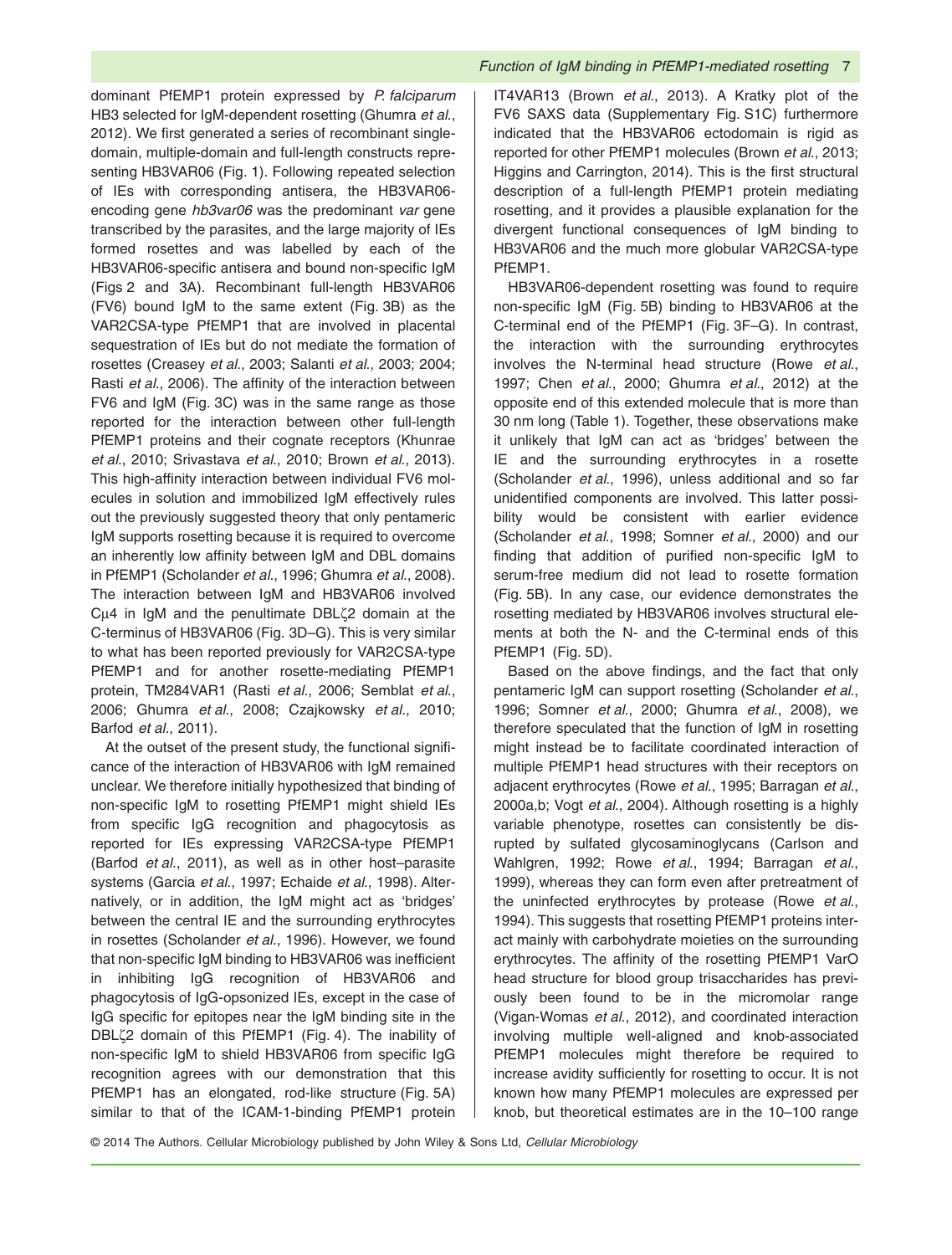dominant PfEMP1 protein expressed by *P. falciparum* HB3 selected for IgM-dependent rosetting (Ghumra *et al*., 2012). We first generated a series of recombinant single-domain, multiple-domain and full-length constructs representing HB3VAR06 (Fig. 1). Following repeated selection of IEs with corresponding antisera, the HB3VAR06-encoding gene *hb3var06* was the predominant *var* gene transcribed by the parasites, and the large majority of IEs formed rosettes and was labelled by each of the HB3VAR06-specific antisera and bound non-specific IgM (Figs 2 and 3A). Recombinant full-length HB3VAR06 (FV6) bound IgM to the same extent (Fig. 3B) as the VAR2CSA-type PfEMP1 that are involved in placental sequestration of IEs but do not mediate the formation of rosettes (Creasey *et al*., 2003; Salanti *et al*., 2003; 2004; Rasti *et al*., 2006). The affinity of the interaction between FV6 and IgM (Fig. 3C) was in the same range as those reported for the interaction between other full-length PfEMP1 proteins and their cognate receptors (Khunrae *et al*., 2010; Srivastava *et al*., 2010; Brown *et al*., 2013). This high-affinity interaction between individual FV6 molecules in solution and immobilized IgM effectively rules out the previously suggested theory that only pentameric IgM supports rosetting because it is required to overcome an inherently low affinity between IgM and DBL domains in PfEMP1 (Scholander *et al*., 1996; Ghumra *et al*., 2008). The interaction between IgM and HB3VAR06 involved Cμ4 in IgM and the penultimate DBLζ2 domain at the C-terminus of HB3VAR06 (Fig. 3D–G). This is very similar to what has been reported previously for VAR2CSA-type PfEMP1 and for another rosette-mediating PfEMP1 protein, TM284VAR1 (Rasti *et al*., 2006; Semblat *et al*., 2006; Ghumra *et al*., 2008; Czajkowsky *et al*., 2010; Barfod *et al*., 2011).

At the outset of the present study, the functional significance of the interaction of HB3VAR06 with IgM remained unclear. We therefore initially hypothesized that binding of non-specific IgM to rosetting PfEMP1 might shield IEs from specific IgG recognition and phagocytosis as reported for IEs expressing VAR2CSA-type PfEMP1 (Barfod *et al*., 2011), as well as in other host–parasite systems (Garcia *et al*., 1997; Echaide *et al*., 1998). Alternatively, or in addition, the IgM might act as 'bridges' between the central IE and the surrounding erythrocytes in rosettes (Scholander *et al*., 1996). However, we found that non-specific IgM binding to HB3VAR06 was inefficient in inhibiting IgG recognition of HB3VAR06 and phagocytosis of IgG-opsonized IEs, except in the case of IgG specific for epitopes near the IgM binding site in the DBLζ2 domain of this PfEMP1 (Fig. 4). The inability of non-specific IgM to shield HB3VAR06 from specific IgG recognition agrees with our demonstration that this PfEMP1 has an elongated, rod-like structure (Fig. 5A) similar to that of the ICAM-1-binding PfEMP1 protein IT4VAR13 (Brown *et al*., 2013). A Kratky plot of the FV6 SAXS data (Supplementary Fig. S1C) furthermore indicated that the HB3VAR06 ectodomain is rigid as reported for other PfEMP1 molecules (Brown *et al*., 2013; Higgins and Carrington, 2014). This is the first structural description of a full-length PfEMP1 protein mediating rosetting, and it provides a plausible explanation for the divergent functional consequences of IgM binding to HB3VAR06 and the much more globular VAR2CSA-type PfEMP1.

HB3VAR06-dependent rosetting was found to require non-specific IgM (Fig. 5B) binding to HB3VAR06 at the C-terminal end of the PfEMP1 (Fig. 3F–G). In contrast, the interaction with the surrounding erythrocytes involves the N-terminal head structure (Rowe *et al*., 1997; Chen *et al*., 2000; Ghumra *et al*., 2012) at the opposite end of this extended molecule that is more than 30 nm long (Table 1). Together, these observations make it unlikely that IgM can act as 'bridges' between the IE and the surrounding erythrocytes in a rosette (Scholander *et al*., 1996), unless additional and so far unidentified components are involved. This latter possibility would be consistent with earlier evidence (Scholander *et al*., 1998; Somner *et al*., 2000) and our finding that addition of purified non-specific IgM to serum-free medium did not lead to rosette formation (Fig. 5B). In any case, our evidence demonstrates the rosetting mediated by HB3VAR06 involves structural elements at both the N- and the C-terminal ends of this PfEMP1 (Fig. 5D).

Based on the above findings, and the fact that only pentameric IgM can support rosetting (Scholander *et al*., 1996; Somner *et al*., 2000; Ghumra *et al*., 2008), we therefore speculated that the function of IgM in rosetting might instead be to facilitate coordinated interaction of multiple PfEMP1 head structures with their receptors on adjacent erythrocytes (Rowe *et al*., 1995; Barragan *et al*., 2000a,b; Vogt *et al*., 2004). Although rosetting is a highly variable phenotype, rosettes can consistently be disrupted by sulfated glycosaminoglycans (Carlson and Wahlgren, 1992; Rowe *et al*., 1994; Barragan *et al*., 1999), whereas they can form even after pretreatment of the uninfected erythrocytes by protease (Rowe *et al*., 1994). This suggests that rosetting PfEMP1 proteins interact mainly with carbohydrate moieties on the surrounding erythrocytes. The affinity of the rosetting PfEMP1 VarO head structure for blood group trisaccharides has previously been found to be in the micromolar range (Vigan-Womas *et al*., 2012), and coordinated interaction involving multiple well-aligned and knob-associated PfEMP1 molecules might therefore be required to increase avidity sufficiently for rosetting to occur. It is not known how many PfEMP1 molecules are expressed per knob, but theoretical estimates are in the 10–100 range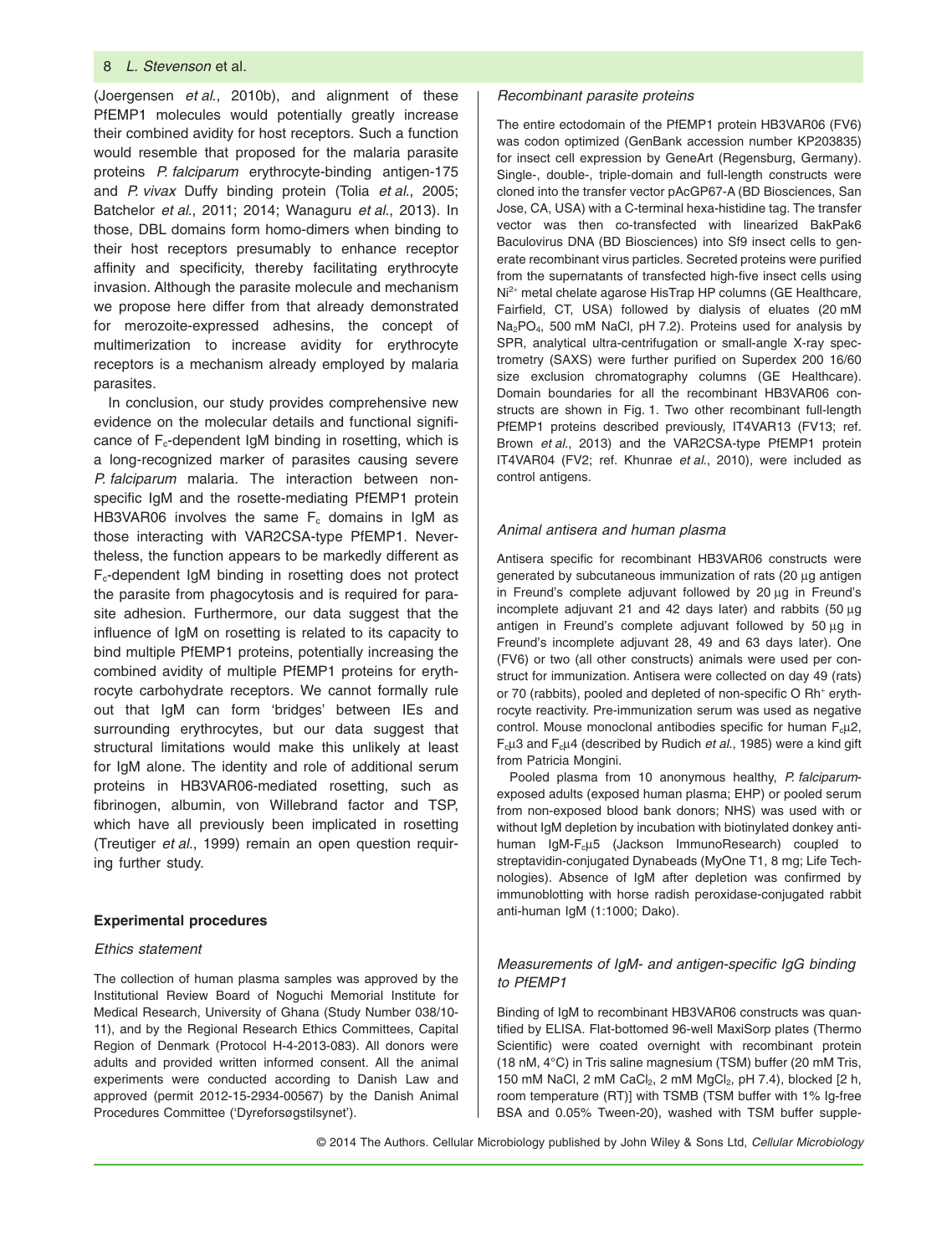(Joergensen *et al.*, 2010b), and alignment of these PfEMP1 molecules would potentially greatly increase their combined avidity for host receptors. Such a function would resemble that proposed for the malaria parasite proteins *P. falciparum* erythrocyte-binding antigen-175 and *P. vivax* Duffy binding protein (Tolia *et al.*, 2005; Batchelor *et al.*, 2011; 2014; Wanaguru *et al.*, 2013). In those, DBL domains form homo-dimers when binding to their host receptors presumably to enhance receptor affinity and specificity, thereby facilitating erythrocyte invasion. Although the parasite molecule and mechanism we propose here differ from that already demonstrated for merozoite-expressed adhesins, the concept of multimerization to increase avidity for erythrocyte receptors is a mechanism already employed by malaria parasites.

In conclusion, our study provides comprehensive new evidence on the molecular details and functional significance of $F_c$-dependent IgM binding in rosetting, which is a long-recognized marker of parasites causing severe *P. falciparum* malaria. The interaction between non-specific IgM and the rosette-mediating PfEMP1 protein HB3VAR06 involves the same $F_c$ domains in IgM as those interacting with VAR2CSA-type PfEMP1. Nevertheless, the function appears to be markedly different as $F_c$-dependent IgM binding in rosetting does not protect the parasite from phagocytosis and is required for parasite adhesion. Furthermore, our data suggest that the influence of IgM on rosetting is related to its capacity to bind multiple PfEMP1 proteins, potentially increasing the combined avidity of multiple PfEMP1 proteins for erythrocyte carbohydrate receptors. We cannot formally rule out that IgM can form 'bridges' between IEs and surrounding erythrocytes, but our data suggest that structural limitations would make this unlikely at least for IgM alone. The identity and role of additional serum proteins in HB3VAR06-mediated rosetting, such as fibrinogen, albumin, von Willebrand factor and TSP, which have all previously been implicated in rosetting (Treutiger *et al.*, 1999) remain an open question requiring further study.

## Experimental procedures

### Ethics statement

The collection of human plasma samples was approved by the Institutional Review Board of Noguchi Memorial Institute for Medical Research, University of Ghana (Study Number 038/10-11), and by the Regional Research Ethics Committees, Capital Region of Denmark (Protocol H-4-2013-083). All donors were adults and provided written informed consent. All the animal experiments were conducted according to Danish Law and approved (permit 2012-15-2934-00567) by the Danish Animal Procedures Committee ('Dyreforsøgstilsynet').

### Recombinant parasite proteins

The entire ectodomain of the PfEMP1 protein HB3VAR06 (FV6) was codon optimized (GenBank accession number KP203835) for insect cell expression by GeneArt (Regensburg, Germany). Single-, double-, triple-domain and full-length constructs were cloned into the transfer vector pAcGP67-A (BD Biosciences, San Jose, CA, USA) with a C-terminal hexa-histidine tag. The transfer vector was then co-transfected with linearized BakPak6 Baculovirus DNA (BD Biosciences) into Sf9 insect cells to generate recombinant virus particles. Secreted proteins were purified from the supernatants of transfected high-five insect cells using $Ni^{2+}$ metal chelate agarose HisTrap HP columns (GE Healthcare, Fairfield, CT, USA) followed by dialysis of eluates (20 mM $Na_2PO_4$, 500 mM NaCl, pH 7.2). Proteins used for analysis by SPR, analytical ultra-centrifugation or small-angle X-ray spectrometry (SAXS) were further purified on Superdex 200 16/60 size exclusion chromatography columns (GE Healthcare). Domain boundaries for all the recombinant HB3VAR06 constructs are shown in Fig. 1. Two other recombinant full-length PfEMP1 proteins described previously, IT4VAR13 (FV13; ref. Brown *et al.*, 2013) and the VAR2CSA-type PfEMP1 protein IT4VAR04 (FV2; ref. Khunrae *et al.*, 2010), were included as control antigens.

### Animal antisera and human plasma

Antisera specific for recombinant HB3VAR06 constructs were generated by subcutaneous immunization of rats (20 μg antigen in Freund's complete adjuvant followed by 20 μg in Freund's incomplete adjuvant 21 and 42 days later) and rabbits (50 μg antigen in Freund's complete adjuvant followed by 50 μg in Freund's incomplete adjuvant 28, 49 and 63 days later). One (FV6) or two (all other constructs) animals were used per construct for immunization. Antisera were collected on day 49 (rats) or 70 (rabbits), pooled and depleted of non-specific O $Rh^+$ erythrocyte reactivity. Pre-immunization serum was used as negative control. Mouse monoclonal antibodies specific for human $F_c\mu2$, $F_c\mu3$ and $F_c\mu4$ (described by Rudich *et al.*, 1985) were a kind gift from Patricia Mongini.

Pooled plasma from 10 anonymous healthy, *P. falciparum*-exposed adults (exposed human plasma; EHP) or pooled serum from non-exposed blood bank donors; NHS) was used with or without IgM depletion by incubation with biotinylated donkey anti-human IgM-$F_c\mu5$ (Jackson ImmunoResearch) coupled to streptavidin-conjugated Dynabeads (MyOne T1, 8 mg; Life Technologies). Absence of IgM after depletion was confirmed by immunoblotting with horse radish peroxidase-conjugated rabbit anti-human IgM (1:1000; Dako).

### Measurements of IgM- and antigen-specific IgG binding to PfEMP1

Binding of IgM to recombinant HB3VAR06 constructs was quantified by ELISA. Flat-bottomed 96-well MaxiSorp plates (Thermo Scientific) were coated overnight with recombinant protein (18 nM, 4°C) in Tris saline magnesium (TSM) buffer (20 mM Tris, 150 mM NaCl, 2 mM $CaCl_2$, 2 mM $MgCl_2$, pH 7.4), blocked [2 h, room temperature (RT)] with TSMB (TSM buffer with 1% Ig-free BSA and 0.05% Tween-20), washed with TSM buffer supple-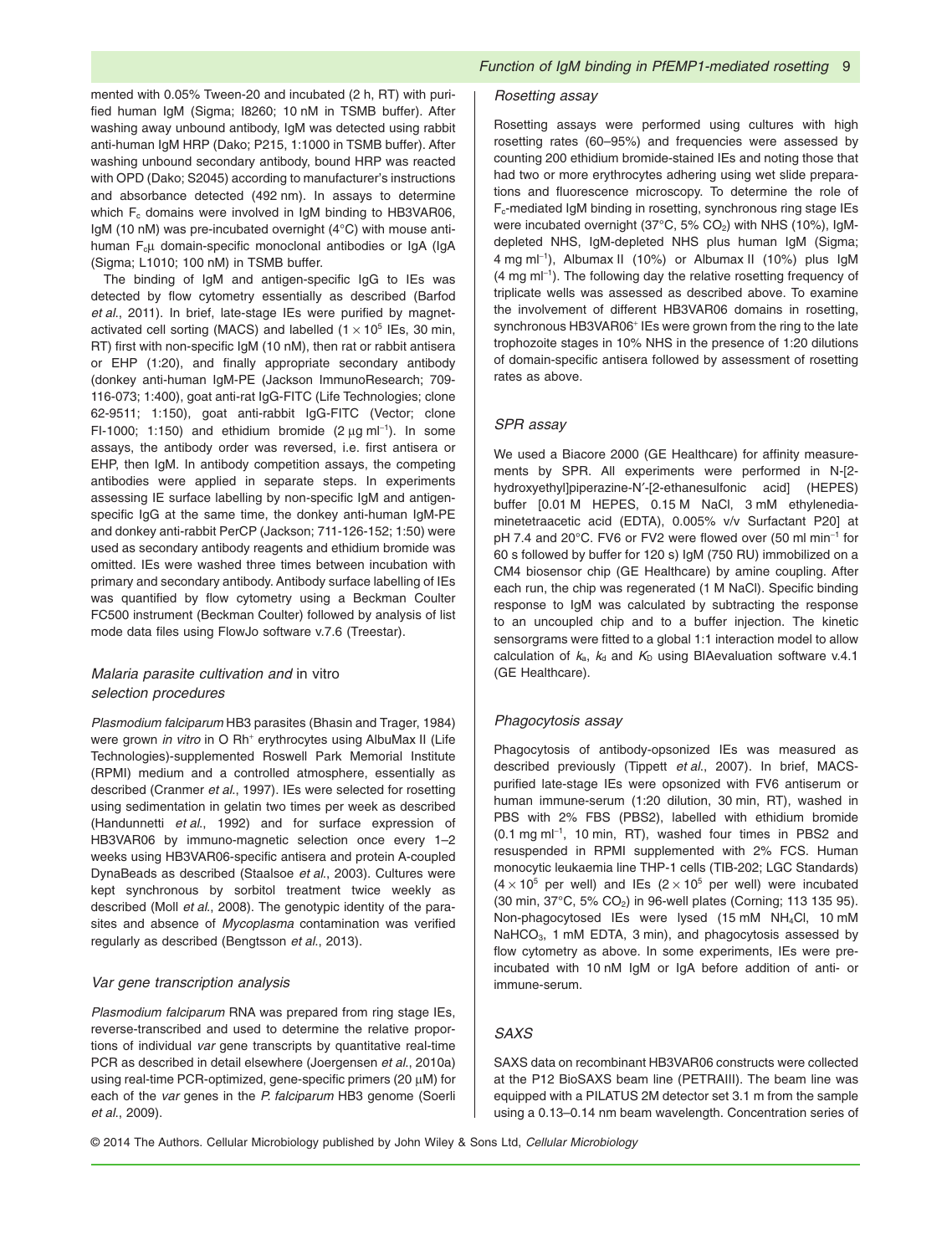mented with 0.05% Tween-20 and incubated (2 h, RT) with purified human IgM (Sigma; I8260; 10 nM in TSMB buffer). After washing away unbound antibody, IgM was detected using rabbit anti-human IgM HRP (Dako; P215, 1:1000 in TSMB buffer). After washing unbound secondary antibody, bound HRP was reacted with OPD (Dako; S2045) according to manufacturer's instructions and absorbance detected (492 nm). In assays to determine which $F_c$ domains were involved in IgM binding to HB3VAR06, IgM (10 nM) was pre-incubated overnight (4°C) with mouse anti-human $F_c\mu$ domain-specific monoclonal antibodies or IgA (IgA (Sigma; L1010; 100 nM) in TSMB buffer.

The binding of IgM and antigen-specific IgG to IEs was detected by flow cytometry essentially as described (Barfod *et al.*, 2011). In brief, late-stage IEs were purified by magnet-activated cell sorting (MACS) and labelled ($1 \times 10^5$ IEs, 30 min, RT) first with non-specific IgM (10 nM), then rat or rabbit antisera or EHP (1:20), and finally appropriate secondary antibody (donkey anti-human IgM-PE (Jackson ImmunoResearch; 709-116-073; 1:400), goat anti-rat IgG-FITC (Life Technologies; clone 62-9511; 1:150), goat anti-rabbit IgG-FITC (Vector; clone FI-1000; 1:150) and ethidium bromide (2 μg ml$^{-1}$). In some assays, the antibody order was reversed, i.e. first antisera or EHP, then IgM. In antibody competition assays, the competing antibodies were applied in separate steps. In experiments assessing IE surface labelling by non-specific IgM and antigen-specific IgG at the same time, the donkey anti-human IgM-PE and donkey anti-rabbit PerCP (Jackson; 711-126-152; 1:50) were used as secondary antibody reagents and ethidium bromide was omitted. IEs were washed three times between incubation with primary and secondary antibody. Antibody surface labelling of IEs was quantified by flow cytometry using a Beckman Coulter FC500 instrument (Beckman Coulter) followed by analysis of list mode data files using FlowJo software v.7.6 (Treestar).

### *Malaria parasite cultivation and* in vitro *selection procedures*

*Plasmodium falciparum* HB3 parasites (Bhasin and Trager, 1984) were grown *in vitro* in O Rh$^+$ erythrocytes using AlbuMax II (Life Technologies)-supplemented Roswell Park Memorial Institute (RPMI) medium and a controlled atmosphere, essentially as described (Cranmer *et al.*, 1997). IEs were selected for rosetting using sedimentation in gelatin two times per week as described (Handunnetti *et al.*, 1992) and for surface expression of HB3VAR06 by immuno-magnetic selection once every 1–2 weeks using HB3VAR06-specific antisera and protein A-coupled DynaBeads as described (Staalsoe *et al.*, 2003). Cultures were kept synchronous by sorbitol treatment twice weekly as described (Moll *et al.*, 2008). The genotypic identity of the parasites and absence of *Mycoplasma* contamination was verified regularly as described (Bengtsson *et al.*, 2013).

### *Var gene transcription analysis*

*Plasmodium falciparum* RNA was prepared from ring stage IEs, reverse-transcribed and used to determine the relative proportions of individual *var* gene transcripts by quantitative real-time PCR as described in detail elsewhere (Joergensen *et al.*, 2010a) using real-time PCR-optimized, gene-specific primers (20 μM) for each of the *var* genes in the *P. falciparum* HB3 genome (Soerli *et al.*, 2009).

### *Rosetting assay*

Rosetting assays were performed using cultures with high rosetting rates (60–95%) and frequencies were assessed by counting 200 ethidium bromide-stained IEs and noting those that had two or more erythrocytes adhering using wet slide preparations and fluorescence microscopy. To determine the role of $F_c$-mediated IgM binding in rosetting, synchronous ring stage IEs were incubated overnight (37°C, 5% $CO_2$) with NHS (10%), IgM-depleted NHS, IgM-depleted NHS plus human IgM (Sigma; 4 mg ml$^{-1}$), Albumax II (10%) or Albumax II (10%) plus IgM (4 mg ml$^{-1}$). The following day the relative rosetting frequency of triplicate wells was assessed as described above. To examine the involvement of different HB3VAR06 domains in rosetting, synchronous HB3VAR06$^+$ IEs were grown from the ring to the late trophozoite stages in 10% NHS in the presence of 1:20 dilutions of domain-specific antisera followed by assessment of rosetting rates as above.

### *SPR assay*

We used a Biacore 2000 (GE Healthcare) for affinity measurements by SPR. All experiments were performed in N-[2-hydroxyethyl]piperazine-N′-[2-ethanesulfonic acid] (HEPES) buffer [0.01 M HEPES, 0.15 M NaCl, 3 mM ethylenediaminetetraacetic acid (EDTA), 0.005% v/v Surfactant P20] at pH 7.4 and 20°C. FV6 or FV2 were flowed over (50 ml min$^{-1}$ for 60 s followed by buffer for 120 s) IgM (750 RU) immobilized on a CM4 biosensor chip (GE Healthcare) by amine coupling. After each run, the chip was regenerated (1 M NaCl). Specific binding response to IgM was calculated by subtracting the response to an uncoupled chip and to a buffer injection. The kinetic sensorgrams were fitted to a global 1:1 interaction model to allow calculation of $k_a$, $k_d$ and $K_D$ using BIAevaluation software v.4.1 (GE Healthcare).

### *Phagocytosis assay*

Phagocytosis of antibody-opsonized IEs was measured as described previously (Tippett *et al.*, 2007). In brief, MACS-purified late-stage IEs were opsonized with FV6 antiserum or human immune-serum (1:20 dilution, 30 min, RT), washed in PBS with 2% FBS (PBS2), labelled with ethidium bromide (0.1 mg ml$^{-1}$, 10 min, RT), washed four times in PBS2 and resuspended in RPMI supplemented with 2% FCS. Human monocytic leukaemia line THP-1 cells (TIB-202; LGC Standards) ($4 \times 10^5$ per well) and IEs ($2 \times 10^5$ per well) were incubated (30 min, 37°C, 5% $CO_2$) in 96-well plates (Corning; 113 135 95). Non-phagocytosed IEs were lysed (15 mM $NH_4Cl$, 10 mM $NaHCO_3$, 1 mM EDTA, 3 min), and phagocytosis assessed by flow cytometry as above. In some experiments, IEs were pre-incubated with 10 nM IgM or IgA before addition of anti- or immune-serum.

### *SAXS*

SAXS data on recombinant HB3VAR06 constructs were collected at the P12 BioSAXS beam line (PETRAIII). The beam line was equipped with a PILATUS 2M detector set 3.1 m from the sample using a 0.13–0.14 nm beam wavelength. Concentration series of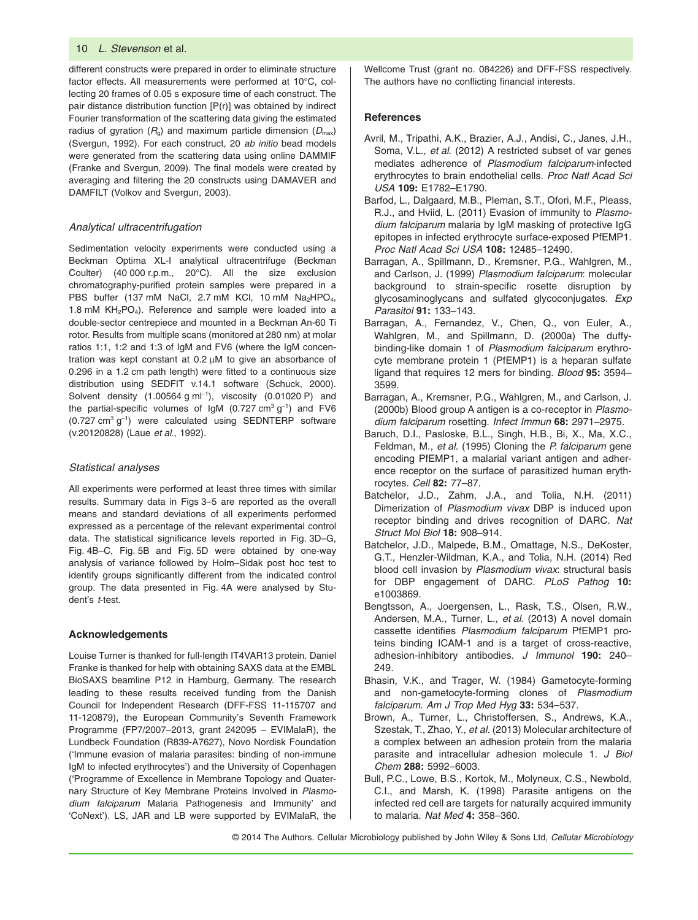different constructs were prepared in order to eliminate structure factor effects. All measurements were performed at 10°C, collecting 20 frames of 0.05 s exposure time of each construct. The pair distance distribution function [P(r)] was obtained by indirect Fourier transformation of the scattering data giving the estimated radius of gyration ($R_g$) and maximum particle dimension ($D_{max}$) (Svergun, 1992). For each construct, 20 *ab initio* bead models were generated from the scattering data using online DAMMIF (Franke and Svergun, 2009). The final models were created by averaging and filtering the 20 constructs using DAMAVER and DAMFILT (Volkov and Svergun, 2003).

### *Analytical ultracentrifugation*

Sedimentation velocity experiments were conducted using a Beckman Optima XL-I analytical ultracentrifuge (Beckman Coulter) (40 000 r.p.m., 20°C). All the size exclusion chromatography-purified protein samples were prepared in a PBS buffer (137 mM NaCl, 2.7 mM KCl, 10 mM $Na_2HPO_4$, 1.8 mM $KH_2PO_4$). Reference and sample were loaded into a double-sector centrepiece and mounted in a Beckman An-60 Ti rotor. Results from multiple scans (monitored at 280 nm) at molar ratios 1:1, 1:2 and 1:3 of IgM and FV6 (where the IgM concentration was kept constant at 0.2 μM to give an absorbance of 0.296 in a 1.2 cm path length) were fitted to a continuous size distribution using SEDFIT v.14.1 software (Schuck, 2000). Solvent density (1.00564 g $ml^{-1}$), viscosity (0.01020 P) and the partial-specific volumes of IgM (0.727 $cm^3$ $g^{-1}$) and FV6 (0.727 $cm^3$ $g^{-1}$) were calculated using SEDNTERP software (v.20120828) (Laue *et al*., 1992).

### *Statistical analyses*

All experiments were performed at least three times with similar results. Summary data in Figs 3–5 are reported as the overall means and standard deviations of all experiments performed expressed as a percentage of the relevant experimental control data. The statistical significance levels reported in Fig. 3D–G, Fig. 4B–C, Fig. 5B and Fig. 5D were obtained by one-way analysis of variance followed by Holm–Sidak post hoc test to identify groups significantly different from the indicated control group. The data presented in Fig. 4A were analysed by Student's *t*-test.

## Acknowledgements

Louise Turner is thanked for full-length IT4VAR13 protein. Daniel Franke is thanked for help with obtaining SAXS data at the EMBL BioSAXS beamline P12 in Hamburg, Germany. The research leading to these results received funding from the Danish Council for Independent Research (DFF-FSS 11-115707 and 11-120879), the European Community's Seventh Framework Programme (FP7/2007–2013, grant 242095 – EVIMalaR), the Lundbeck Foundation (R839-A7627), Novo Nordisk Foundation ('Immune evasion of malaria parasites: binding of non-immune IgM to infected erythrocytes') and the University of Copenhagen ('Programme of Excellence in Membrane Topology and Quaternary Structure of Key Membrane Proteins Involved in *Plasmodium falciparum* Malaria Pathogenesis and Immunity' and 'CoNext'). LS, JAR and LB were supported by EVIMalaR, the Wellcome Trust (grant no. 084226) and DFF-FSS respectively. The authors have no conflicting financial interests.

## References

Avril, M., Tripathi, A.K., Brazier, A.J., Andisi, C., Janes, J.H., Soma, V.L., *et al*. (2012) A restricted subset of var genes mediates adherence of *Plasmodium falciparum*-infected erythrocytes to brain endothelial cells. *Proc Natl Acad Sci USA* **109:** E1782–E1790.

Barfod, L., Dalgaard, M.B., Pleman, S.T., Ofori, M.F., Pleass, R.J., and Hviid, L. (2011) Evasion of immunity to *Plasmodium falciparum* malaria by IgM masking of protective IgG epitopes in infected erythrocyte surface-exposed PfEMP1. *Proc Natl Acad Sci USA* **108:** 12485–12490.

Barragan, A., Spillmann, D., Kremsner, P.G., Wahlgren, M., and Carlson, J. (1999) *Plasmodium falciparum*: molecular background to strain-specific rosette disruption by glycosaminoglycans and sulfated glycoconjugates. *Exp Parasitol* **91:** 133–143.

Barragan, A., Fernandez, V., Chen, Q., von Euler, A., Wahlgren, M., and Spillmann, D. (2000a) The duffy-binding-like domain 1 of *Plasmodium falciparum* erythrocyte membrane protein 1 (PfEMP1) is a heparan sulfate ligand that requires 12 mers for binding. *Blood* **95:** 3594–3599.

Barragan, A., Kremsner, P.G., Wahlgren, M., and Carlson, J. (2000b) Blood group A antigen is a co-receptor in *Plasmodium falciparum* rosetting. *Infect Immun* **68:** 2971–2975.

Baruch, D.I., Pasloske, B.L., Singh, H.B., Bi, X., Ma, X.C., Feldman, M., *et al*. (1995) Cloning the *P. falciparum* gene encoding PfEMP1, a malarial variant antigen and adherence receptor on the surface of parasitized human erythrocytes. *Cell* **82:** 77–87.

Batchelor, J.D., Zahm, J.A., and Tolia, N.H. (2011) Dimerization of *Plasmodium vivax* DBP is induced upon receptor binding and drives recognition of DARC. *Nat Struct Mol Biol* **18:** 908–914.

Batchelor, J.D., Malpede, B.M., Omattage, N.S., DeKoster, G.T., Henzler-Wildman, K.A., and Tolia, N.H. (2014) Red blood cell invasion by *Plasmodium vivax*: structural basis for DBP engagement of DARC. *PLoS Pathog* **10:** e1003869.

Bengtsson, A., Joergensen, L., Rask, T.S., Olsen, R.W., Andersen, M.A., Turner, L., *et al*. (2013) A novel domain cassette identifies *Plasmodium falciparum* PfEMP1 proteins binding ICAM-1 and is a target of cross-reactive, adhesion-inhibitory antibodies. *J Immunol* **190:** 240–249.

Bhasin, V.K., and Trager, W. (1984) Gametocyte-forming and non-gametocyte-forming clones of *Plasmodium falciparum*. *Am J Trop Med Hyg* **33:** 534–537.

Brown, A., Turner, L., Christoffersen, S., Andrews, K.A., Szestak, T., Zhao, Y., *et al*. (2013) Molecular architecture of a complex between an adhesion protein from the malaria parasite and intracellular adhesion molecule 1. *J Biol Chem* **288:** 5992–6003.

Bull, P.C., Lowe, B.S., Kortok, M., Molyneux, C.S., Newbold, C.I., and Marsh, K. (1998) Parasite antigens on the infected red cell are targets for naturally acquired immunity to malaria. *Nat Med* **4:** 358–360.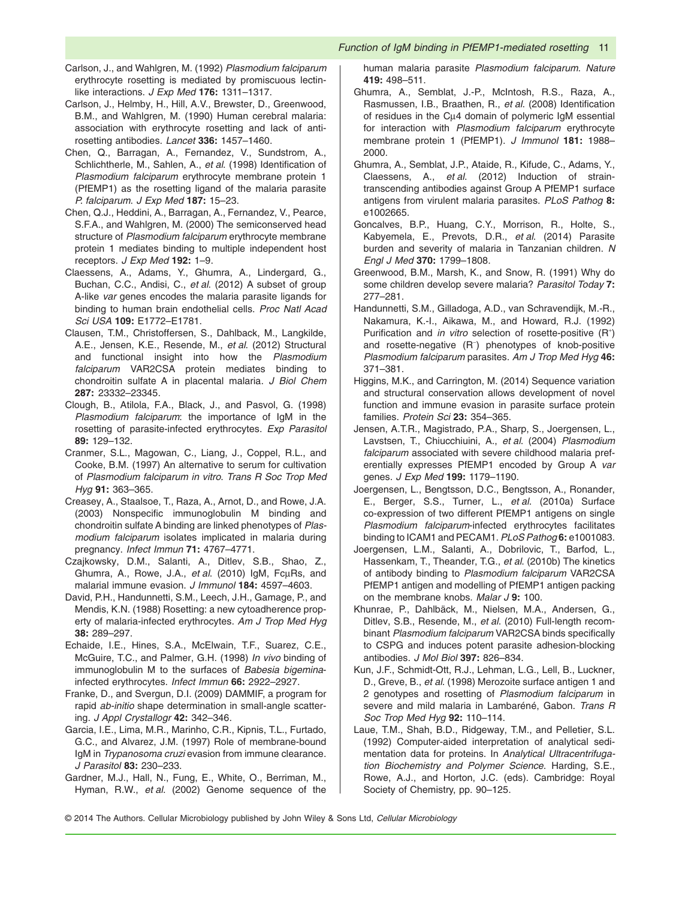Carlson, J., and Wahlgren, M. (1992) *Plasmodium falciparum* erythrocyte rosetting is mediated by promiscuous lectin-like interactions. *J Exp Med* **176:** 1311–1317.

Carlson, J., Helmby, H., Hill, A.V., Brewster, D., Greenwood, B.M., and Wahlgren, M. (1990) Human cerebral malaria: association with erythrocyte rosetting and lack of anti-rosetting antibodies. *Lancet* **336:** 1457–1460.

Chen, Q., Barragan, A., Fernandez, V., Sundstrom, A., Schlichtherle, M., Sahlen, A., *et al.* (1998) Identification of *Plasmodium falciparum* erythrocyte membrane protein 1 (PfEMP1) as the rosetting ligand of the malaria parasite *P. falciparum*. *J Exp Med* **187:** 15–23.

Chen, Q.J., Heddini, A., Barragan, A., Fernandez, V., Pearce, S.F.A., and Wahlgren, M. (2000) The semiconserved head structure of *Plasmodium falciparum* erythrocyte membrane protein 1 mediates binding to multiple independent host receptors. *J Exp Med* **192:** 1–9.

Claessens, A., Adams, Y., Ghumra, A., Lindergard, G., Buchan, C.C., Andisi, C., *et al.* (2012) A subset of group A-like *var* genes encodes the malaria parasite ligands for binding to human brain endothelial cells. *Proc Natl Acad Sci USA* **109:** E1772–E1781.

Clausen, T.M., Christoffersen, S., Dahlback, M., Langkilde, A.E., Jensen, K.E., Resende, M., *et al.* (2012) Structural and functional insight into how the *Plasmodium falciparum* VAR2CSA protein mediates binding to chondroitin sulfate A in placental malaria. *J Biol Chem* **287:** 23332–23345.

Clough, B., Atilola, F.A., Black, J., and Pasvol, G. (1998) *Plasmodium falciparum*: the importance of IgM in the rosetting of parasite-infected erythrocytes. *Exp Parasitol* **89:** 129–132.

Cranmer, S.L., Magowan, C., Liang, J., Coppel, R.L., and Cooke, B.M. (1997) An alternative to serum for cultivation of *Plasmodium falciparum in vitro*. *Trans R Soc Trop Med Hyg* **91:** 363–365.

Creasey, A., Staalsoe, T., Raza, A., Arnot, D., and Rowe, J.A. (2003) Nonspecific immunoglobulin M binding and chondroitin sulfate A binding are linked phenotypes of *Plasmodium falciparum* isolates implicated in malaria during pregnancy. *Infect Immun* **71:** 4767–4771.

Czajkowsky, D.M., Salanti, A., Ditlev, S.B., Shao, Z., Ghumra, A., Rowe, J.A., *et al.* (2010) IgM, FcμRs, and malarial immune evasion. *J Immunol* **184:** 4597–4603.

David, P.H., Handunnetti, S.M., Leech, J.H., Gamage, P., and Mendis, K.N. (1988) Rosetting: a new cytoadherence property of malaria-infected erythrocytes. *Am J Trop Med Hyg* **38:** 289–297.

Echaide, I.E., Hines, S.A., McElwain, T.F., Suarez, C.E., McGuire, T.C., and Palmer, G.H. (1998) *In vivo* binding of immunoglobulin M to the surfaces of *Babesia bigemina*-infected erythrocytes. *Infect Immun* **66:** 2922–2927.

Franke, D., and Svergun, D.I. (2009) DAMMIF, a program for rapid *ab-initio* shape determination in small-angle scattering. *J Appl Crystallogr* **42:** 342–346.

Garcia, I.E., Lima, M.R., Marinho, C.R., Kipnis, T.L., Furtado, G.C., and Alvarez, J.M. (1997) Role of membrane-bound IgM in *Trypanosoma cruzi* evasion from immune clearance. *J Parasitol* **83:** 230–233.

Gardner, M.J., Hall, N., Fung, E., White, O., Berriman, M., Hyman, R.W., *et al.* (2002) Genome sequence of the human malaria parasite *Plasmodium falciparum*. *Nature* **419:** 498–511.

Ghumra, A., Semblat, J.-P., McIntosh, R.S., Raza, A., Rasmussen, I.B., Braathen, R., *et al.* (2008) Identification of residues in the Cμ4 domain of polymeric IgM essential for interaction with *Plasmodium falciparum* erythrocyte membrane protein 1 (PfEMP1). *J Immunol* **181:** 1988–2000.

Ghumra, A., Semblat, J.P., Ataide, R., Kifude, C., Adams, Y., Claessens, A., *et al.* (2012) Induction of strain-transcending antibodies against Group A PfEMP1 surface antigens from virulent malaria parasites. *PLoS Pathog* **8:** e1002665.

Goncalves, B.P., Huang, C.Y., Morrison, R., Holte, S., Kabyemela, E., Prevots, D.R., *et al.* (2014) Parasite burden and severity of malaria in Tanzanian children. *N Engl J Med* **370:** 1799–1808.

Greenwood, B.M., Marsh, K., and Snow, R. (1991) Why do some children develop severe malaria? *Parasitol Today* **7:** 277–281.

Handunnetti, S.M., Gilladoga, A.D., van Schravendijk, M.-R., Nakamura, K.-I., Aikawa, M., and Howard, R.J. (1992) Purification and *in vitro* selection of rosette-positive (R⁺) and rosette-negative (R⁻) phenotypes of knob-positive *Plasmodium falciparum* parasites. *Am J Trop Med Hyg* **46:** 371–381.

Higgins, M.K., and Carrington, M. (2014) Sequence variation and structural conservation allows development of novel function and immune evasion in parasite surface protein families. *Protein Sci* **23:** 354–365.

Jensen, A.T.R., Magistrado, P.A., Sharp, S., Joergensen, L., Lavstsen, T., Chiucchiuini, A., *et al.* (2004) *Plasmodium falciparum* associated with severe childhood malaria preferentially expresses PfEMP1 encoded by Group A *var* genes. *J Exp Med* **199:** 1179–1190.

Joergensen, L., Bengtsson, D.C., Bengtsson, A., Ronander, E., Berger, S.S., Turner, L., *et al.* (2010a) Surface co-expression of two different PfEMP1 antigens on single *Plasmodium falciparum*-infected erythrocytes facilitates binding to ICAM1 and PECAM1. *PLoS Pathog* **6:** e1001083.

Joergensen, L.M., Salanti, A., Dobrilovic, T., Barfod, L., Hassenkam, T., Theander, T.G., *et al.* (2010b) The kinetics of antibody binding to *Plasmodium falciparum* VAR2CSA PfEMP1 antigen and modelling of PfEMP1 antigen packing on the membrane knobs. *Malar J* **9:** 100.

Khunrae, P., Dahlbäck, M., Nielsen, M.A., Andersen, G., Ditlev, S.B., Resende, M., *et al.* (2010) Full-length recombinant *Plasmodium falciparum* VAR2CSA binds specifically to CSPG and induces potent parasite adhesion-blocking antibodies. *J Mol Biol* **397:** 826–834.

Kun, J.F., Schmidt-Ott, R.J., Lehman, L.G., Lell, B., Luckner, D., Greve, B., *et al.* (1998) Merozoite surface antigen 1 and 2 genotypes and rosetting of *Plasmodium falciparum* in severe and mild malaria in Lambaréné, Gabon. *Trans R Soc Trop Med Hyg* **92:** 110–114.

Laue, T.M., Shah, B.D., Ridgeway, T.M., and Pelletier, S.L. (1992) Computer-aided interpretation of analytical sedimentation data for proteins. In *Analytical Ultracentrifugation Biochemistry and Polymer Science*. Harding, S.E., Rowe, A.J., and Horton, J.C. (eds). Cambridge: Royal Society of Chemistry, pp. 90–125.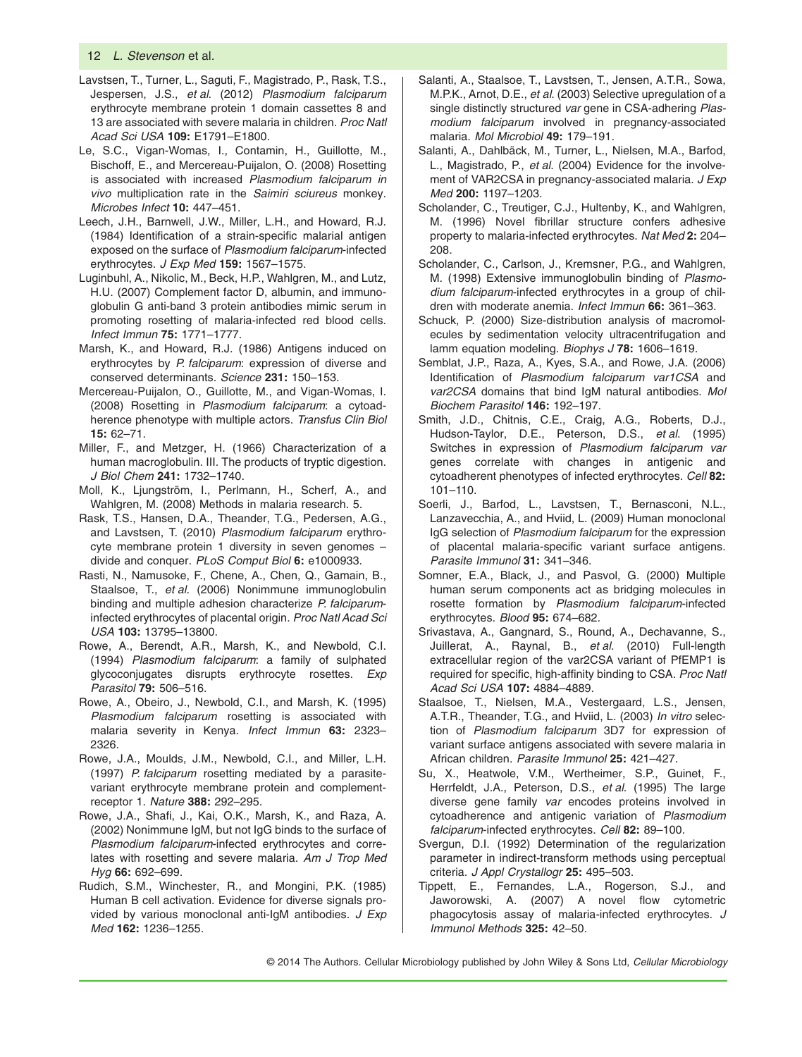Lavstsen, T., Turner, L., Saguti, F., Magistrado, P., Rask, T.S., Jespersen, J.S., *et al.* (2012) *Plasmodium falciparum* erythrocyte membrane protein 1 domain cassettes 8 and 13 are associated with severe malaria in children. *Proc Natl Acad Sci USA* **109:** E1791–E1800.

Le, S.C., Vigan-Womas, I., Contamin, H., Guillotte, M., Bischoff, E., and Mercereau-Puijalon, O. (2008) Rosetting is associated with increased *Plasmodium falciparum in vivo* multiplication rate in the *Saimiri sciureus* monkey. *Microbes Infect* **10:** 447–451.

Leech, J.H., Barnwell, J.W., Miller, L.H., and Howard, R.J. (1984) Identification of a strain-specific malarial antigen exposed on the surface of *Plasmodium falciparum*-infected erythrocytes. *J Exp Med* **159:** 1567–1575.

Luginbuhl, A., Nikolic, M., Beck, H.P., Wahlgren, M., and Lutz, H.U. (2007) Complement factor D, albumin, and immunoglobulin G anti-band 3 protein antibodies mimic serum in promoting rosetting of malaria-infected red blood cells. *Infect Immun* **75:** 1771–1777.

Marsh, K., and Howard, R.J. (1986) Antigens induced on erythrocytes by *P. falciparum*: expression of diverse and conserved determinants. *Science* **231:** 150–153.

Mercereau-Puijalon, O., Guillotte, M., and Vigan-Womas, I. (2008) Rosetting in *Plasmodium falciparum*: a cytoadherence phenotype with multiple actors. *Transfus Clin Biol* **15:** 62–71.

Miller, F., and Metzger, H. (1966) Characterization of a human macroglobulin. III. The products of tryptic digestion. *J Biol Chem* **241:** 1732–1740.

Moll, K., Ljungström, I., Perlmann, H., Scherf, A., and Wahlgren, M. (2008) Methods in malaria research. 5.

Rask, T.S., Hansen, D.A., Theander, T.G., Pedersen, A.G., and Lavstsen, T. (2010) *Plasmodium falciparum* erythrocyte membrane protein 1 diversity in seven genomes – divide and conquer. *PLoS Comput Biol* **6:** e1000933.

Rasti, N., Namusoke, F., Chene, A., Chen, Q., Gamain, B., Staalsoe, T., *et al.* (2006) Nonimmune immunoglobulin binding and multiple adhesion characterize *P. falciparum*-infected erythrocytes of placental origin. *Proc Natl Acad Sci USA* **103:** 13795–13800.

Rowe, A., Berendt, A.R., Marsh, K., and Newbold, C.I. (1994) *Plasmodium falciparum*: a family of sulphated glycoconjugates disrupts erythrocyte rosettes. *Exp Parasitol* **79:** 506–516.

Rowe, A., Obeiro, J., Newbold, C.I., and Marsh, K. (1995) *Plasmodium falciparum* rosetting is associated with malaria severity in Kenya. *Infect Immun* **63:** 2323–2326.

Rowe, J.A., Moulds, J.M., Newbold, C.I., and Miller, L.H. (1997) *P. falciparum* rosetting mediated by a parasite-variant erythrocyte membrane protein and complement-receptor 1. *Nature* **388:** 292–295.

Rowe, J.A., Shafi, J., Kai, O.K., Marsh, K., and Raza, A. (2002) Nonimmune IgM, but not IgG binds to the surface of *Plasmodium falciparum*-infected erythrocytes and correlates with rosetting and severe malaria. *Am J Trop Med Hyg* **66:** 692–699.

Rudich, S.M., Winchester, R., and Mongini, P.K. (1985) Human B cell activation. Evidence for diverse signals provided by various monoclonal anti-IgM antibodies. *J Exp Med* **162:** 1236–1255.

Salanti, A., Staalsoe, T., Lavstsen, T., Jensen, A.T.R., Sowa, M.P.K., Arnot, D.E., *et al.* (2003) Selective upregulation of a single distinctly structured *var* gene in CSA-adhering *Plasmodium falciparum* involved in pregnancy-associated malaria. *Mol Microbiol* **49:** 179–191.

Salanti, A., Dahlbäck, M., Turner, L., Nielsen, M.A., Barfod, L., Magistrado, P., *et al.* (2004) Evidence for the involvement of VAR2CSA in pregnancy-associated malaria. *J Exp Med* **200:** 1197–1203.

Scholander, C., Treutiger, C.J., Hultenby, K., and Wahlgren, M. (1996) Novel fibrillar structure confers adhesive property to malaria-infected erythrocytes. *Nat Med* **2:** 204–208.

Scholander, C., Carlson, J., Kremsner, P.G., and Wahlgren, M. (1998) Extensive immunoglobulin binding of *Plasmodium falciparum*-infected erythrocytes in a group of children with moderate anemia. *Infect Immun* **66:** 361–363.

Schuck, P. (2000) Size-distribution analysis of macromolecules by sedimentation velocity ultracentrifugation and lamm equation modeling. *Biophys J* **78:** 1606–1619.

Semblat, J.P., Raza, A., Kyes, S.A., and Rowe, J.A. (2006) Identification of *Plasmodium falciparum var1CSA* and *var2CSA* domains that bind IgM natural antibodies. *Mol Biochem Parasitol* **146:** 192–197.

Smith, J.D., Chitnis, C.E., Craig, A.G., Roberts, D.J., Hudson-Taylor, D.E., Peterson, D.S., *et al.* (1995) Switches in expression of *Plasmodium falciparum var* genes correlate with changes in antigenic and cytoadherent phenotypes of infected erythrocytes. *Cell* **82:** 101–110.

Soerli, J., Barfod, L., Lavstsen, T., Bernasconi, N.L., Lanzavecchia, A., and Hviid, L. (2009) Human monoclonal IgG selection of *Plasmodium falciparum* for the expression of placental malaria-specific variant surface antigens. *Parasite Immunol* **31:** 341–346.

Somner, E.A., Black, J., and Pasvol, G. (2000) Multiple human serum components act as bridging molecules in rosette formation by *Plasmodium falciparum*-infected erythrocytes. *Blood* **95:** 674–682.

Srivastava, A., Gangnard, S., Round, A., Dechavanne, S., Juillerat, A., Raynal, B., *et al.* (2010) Full-length extracellular region of the var2CSA variant of PfEMP1 is required for specific, high-affinity binding to CSA. *Proc Natl Acad Sci USA* **107:** 4884–4889.

Staalsoe, T., Nielsen, M.A., Vestergaard, L.S., Jensen, A.T.R., Theander, T.G., and Hviid, L. (2003) *In vitro* selection of *Plasmodium falciparum* 3D7 for expression of variant surface antigens associated with severe malaria in African children. *Parasite Immunol* **25:** 421–427.

Su, X., Heatwole, V.M., Wertheimer, S.P., Guinet, F., Herrfeldt, J.A., Peterson, D.S., *et al.* (1995) The large diverse gene family *var* encodes proteins involved in cytoadherence and antigenic variation of *Plasmodium falciparum*-infected erythrocytes. *Cell* **82:** 89–100.

Svergun, D.I. (1992) Determination of the regularization parameter in indirect-transform methods using perceptual criteria. *J Appl Crystallogr* **25:** 495–503.

Tippett, E., Fernandes, L.A., Rogerson, S.J., and Jaworowski, A. (2007) A novel flow cytometric phagocytosis assay of malaria-infected erythrocytes. *J Immunol Methods* **325:** 42–50.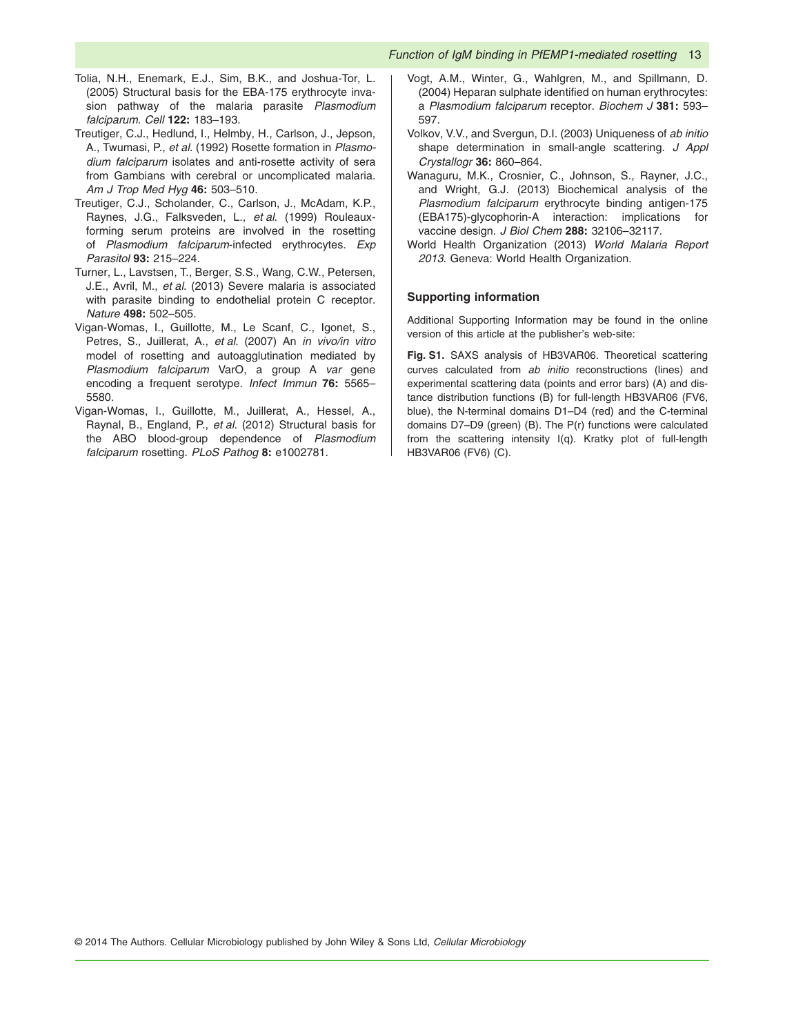Tolia, N.H., Enemark, E.J., Sim, B.K., and Joshua-Tor, L. (2005) Structural basis for the EBA-175 erythrocyte invasion pathway of the malaria parasite *Plasmodium falciparum*. *Cell* **122:** 183–193.

Treutiger, C.J., Hedlund, I., Helmby, H., Carlson, J., Jepson, A., Twumasi, P., *et al*. (1992) Rosette formation in *Plasmodium falciparum* isolates and anti-rosette activity of sera from Gambians with cerebral or uncomplicated malaria. *Am J Trop Med Hyg* **46:** 503–510.

Treutiger, C.J., Scholander, C., Carlson, J., McAdam, K.P., Raynes, J.G., Falksveden, L., *et al*. (1999) Rouleaux-forming serum proteins are involved in the rosetting of *Plasmodium falciparum*-infected erythrocytes. *Exp Parasitol* **93:** 215–224.

Turner, L., Lavstsen, T., Berger, S.S., Wang, C.W., Petersen, J.E., Avril, M., *et al*. (2013) Severe malaria is associated with parasite binding to endothelial protein C receptor. *Nature* **498:** 502–505.

Vigan-Womas, I., Guillotte, M., Le Scanf, C., Igonet, S., Petres, S., Juillerat, A., *et al*. (2007) An *in vivo/in vitro* model of rosetting and autoagglutination mediated by *Plasmodium falciparum* VarO, a group A *var* gene encoding a frequent serotype. *Infect Immun* **76:** 5565–5580.

Vigan-Womas, I., Guillotte, M., Juillerat, A., Hessel, A., Raynal, B., England, P., *et al*. (2012) Structural basis for the ABO blood-group dependence of *Plasmodium falciparum* rosetting. *PLoS Pathog* **8:** e1002781.

Vogt, A.M., Winter, G., Wahlgren, M., and Spillmann, D. (2004) Heparan sulphate identified on human erythrocytes: a *Plasmodium falciparum* receptor. *Biochem J* **381:** 593–597.

Volkov, V.V., and Svergun, D.I. (2003) Uniqueness of *ab initio* shape determination in small-angle scattering. *J Appl Crystallogr* **36:** 860–864.

Wanaguru, M.K., Crosnier, C., Johnson, S., Rayner, J.C., and Wright, G.J. (2013) Biochemical analysis of the *Plasmodium falciparum* erythrocyte binding antigen-175 (EBA175)-glycophorin-A interaction: implications for vaccine design. *J Biol Chem* **288:** 32106–32117.

World Health Organization (2013) *World Malaria Report 2013*. Geneva: World Health Organization.

## Supporting information

Additional Supporting Information may be found in the online version of this article at the publisher's web-site:

**Fig. S1.** SAXS analysis of HB3VAR06. Theoretical scattering curves calculated from *ab initio* reconstructions (lines) and experimental scattering data (points and error bars) (A) and distance distribution functions (B) for full-length HB3VAR06 (FV6, blue), the N-terminal domains D1–D4 (red) and the C-terminal domains D7–D9 (green) (B). The P(r) functions were calculated from the scattering intensity I(q). Kratky plot of full-length HB3VAR06 (FV6) (C).